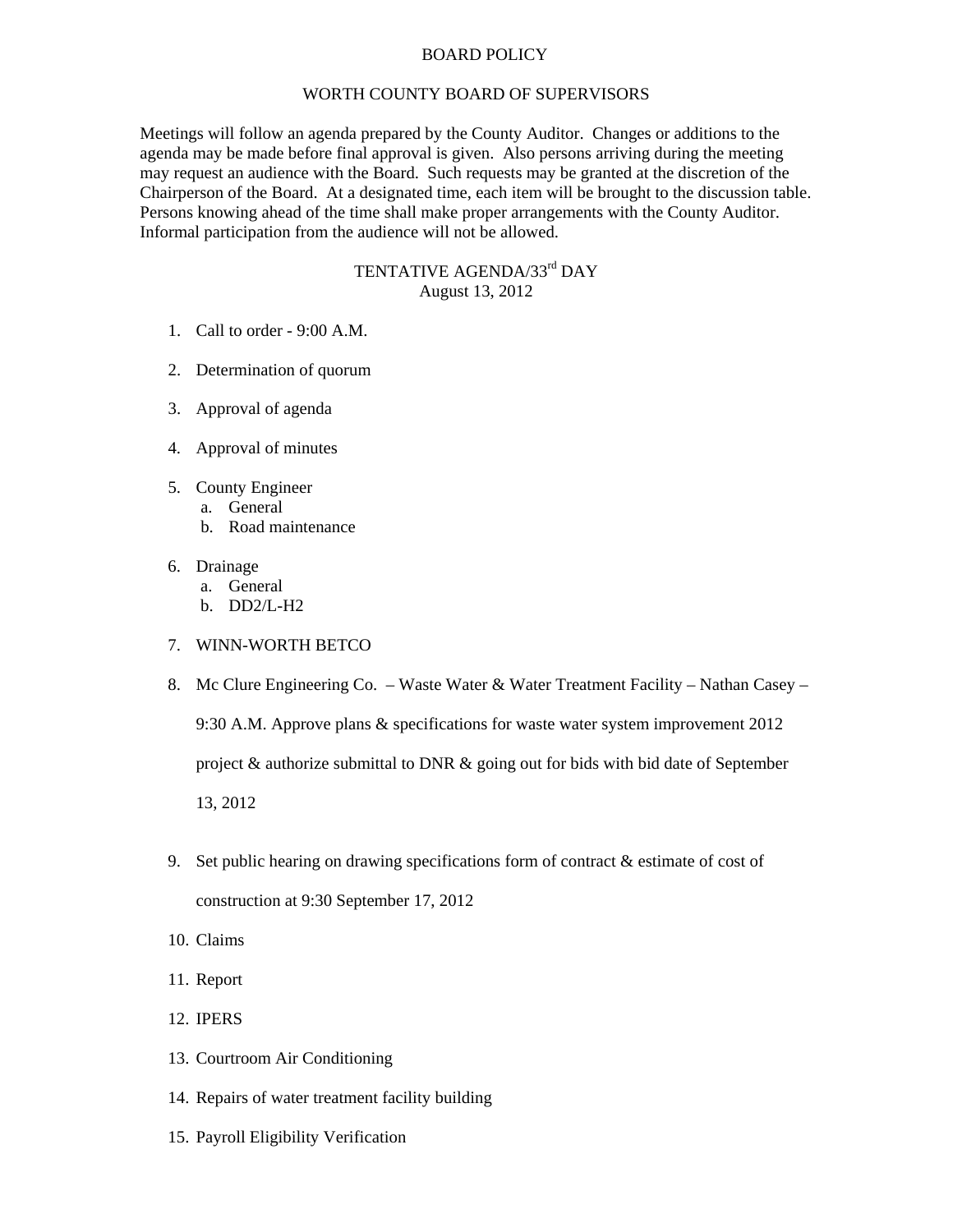# BOARD POLICY

## WORTH COUNTY BOARD OF SUPERVISORS

Meetings will follow an agenda prepared by the County Auditor. Changes or additions to the agenda may be made before final approval is given. Also persons arriving during the meeting may request an audience with the Board. Such requests may be granted at the discretion of the Chairperson of the Board. At a designated time, each item will be brought to the discussion table. Persons knowing ahead of the time shall make proper arrangements with the County Auditor. Informal participation from the audience will not be allowed.

## TENTATIVE AGENDA/33rd DAY

August 13, 2012

1. Call to order - 9:00 A.M.
2. Determination of quorum
3. Approval of agenda
4. Approval of minutes
5. County Engineer
   a. General
   b. Road maintenance
6. Drainage
   a. General
   b. DD2/L-H2
7. WINN-WORTH BETCO
8. Mc Clure Engineering Co. – Waste Water & Water Treatment Facility – Nathan Casey – 9:30 A.M. Approve plans & specifications for waste water system improvement 2012 project & authorize submittal to DNR & going out for bids with bid date of September 13, 2012
9. Set public hearing on drawing specifications form of contract & estimate of cost of construction at 9:30 September 17, 2012
10. Claims
11. Report
12. IPERS
13. Courtroom Air Conditioning
14. Repairs of water treatment facility building
15. Payroll Eligibility Verification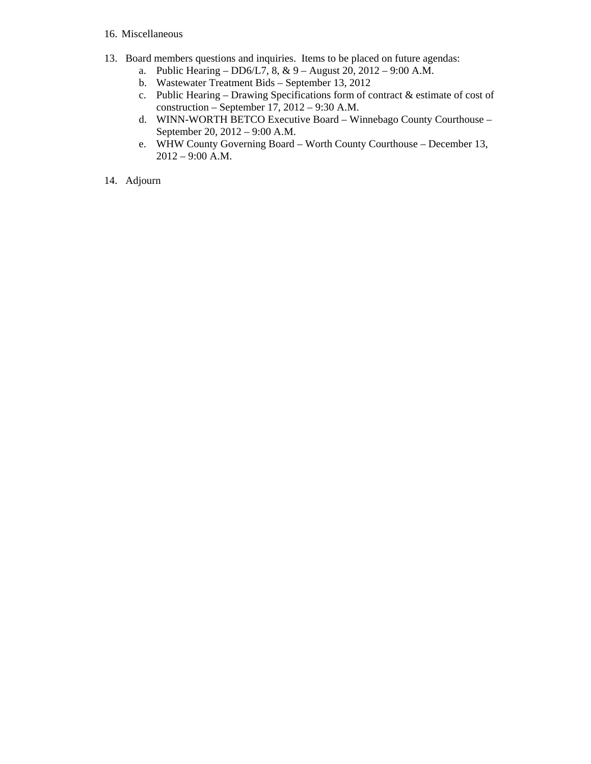16. Miscellaneous

13. Board members questions and inquiries. Items to be placed on future agendas:
    a. Public Hearing – DD6/L7, 8, & 9 – August 20, 2012 – 9:00 A.M.
    b. Wastewater Treatment Bids – September 13, 2012
    c. Public Hearing – Drawing Specifications form of contract & estimate of cost of construction – September 17, 2012 – 9:30 A.M.
    d. WINN-WORTH BETCO Executive Board – Winnebago County Courthouse – September 20, 2012 – 9:00 A.M.
    e. WHW County Governing Board – Worth County Courthouse – December 13, 2012 – 9:00 A.M.

14. Adjourn